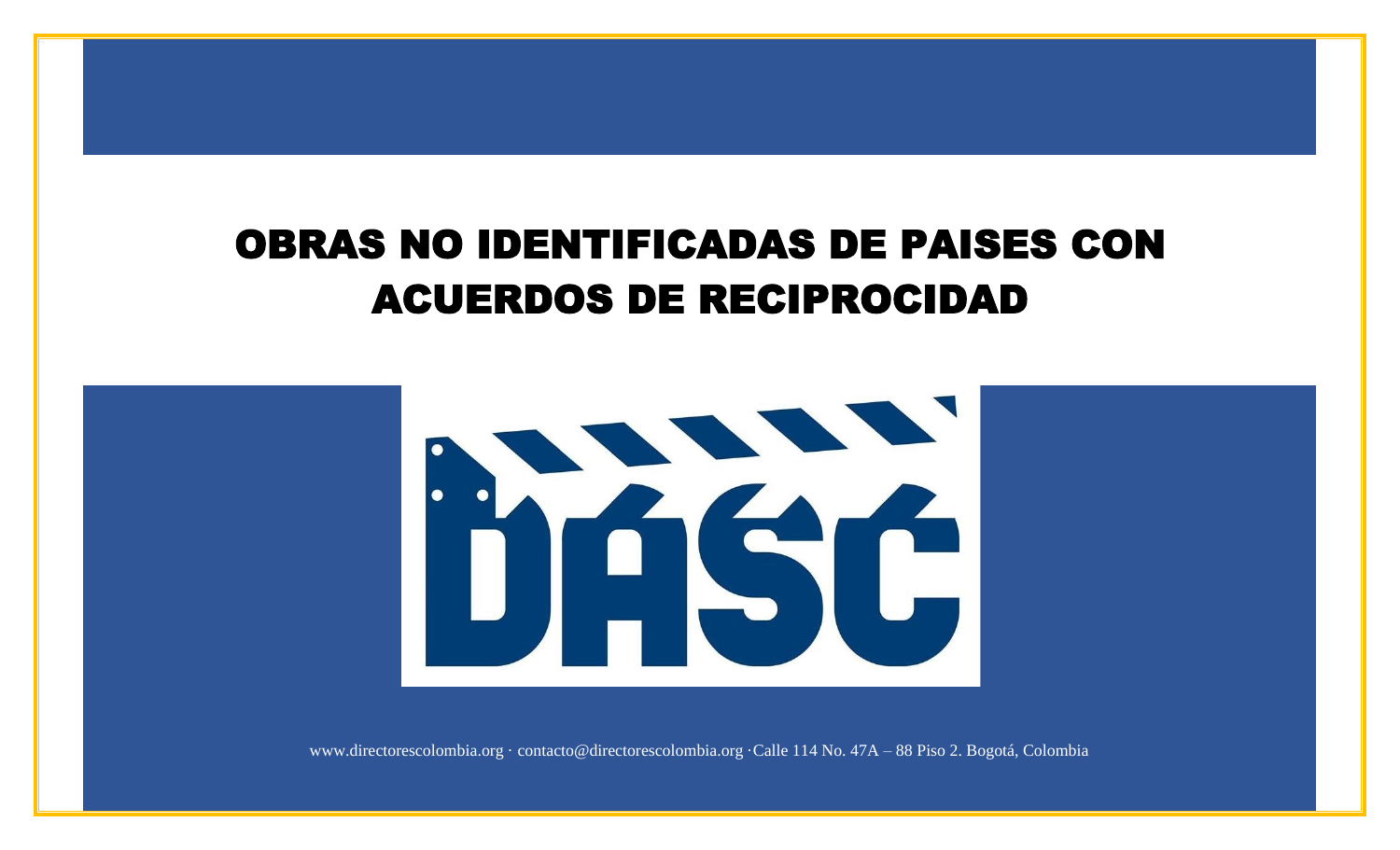# OBRAS NO IDENTIFICADAS DE PAISES CON ACUERDOS DE RECIPROCIDAD

DASC

www.directorescolombia.org · contacto@directorescolombia.org ·Calle 114 No. 47A – 88 Piso 2. Bogotá, Colombia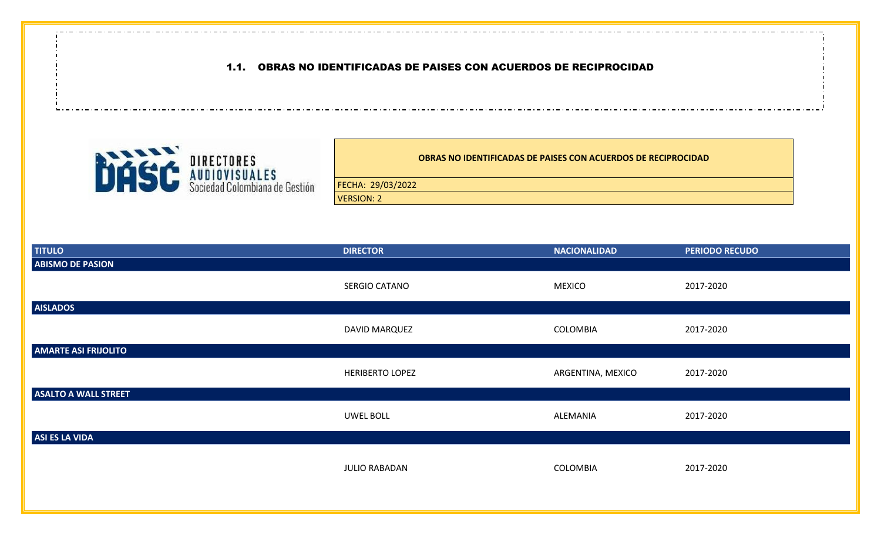## 1.1. OBRAS NO IDENTIFICADAS DE PAISES CON ACUERDOS DE RECIPROCIDAD

DIRECTORES AUDIOVISUALES Sociedad Colombiana de Gestión

**OBRAS NO IDENTIFICADAS DE PAISES CON ACUERDOS DE RECIPROCIDAD**

FECHA: 29/03/2022

VERSION: 2

| TITULO | DIRECTOR | NACIONALIDAD | PERIODO RECUDO |
|---|---|---|---|
| **ABISMO DE PASION** | | | |
| | SERGIO CATANO | MEXICO | 2017-2020 |
| **AISLADOS** | | | |
| | DAVID MARQUEZ | COLOMBIA | 2017-2020 |
| **AMARTE ASI FRIJOLITO** | | | |
| | HERIBERTO LOPEZ | ARGENTINA, MEXICO | 2017-2020 |
| **ASALTO A WALL STREET** | | | |
| | UWEL BOLL | ALEMANIA | 2017-2020 |
| **ASI ES LA VIDA** | | | |
| | JULIO RABADAN | COLOMBIA | 2017-2020 |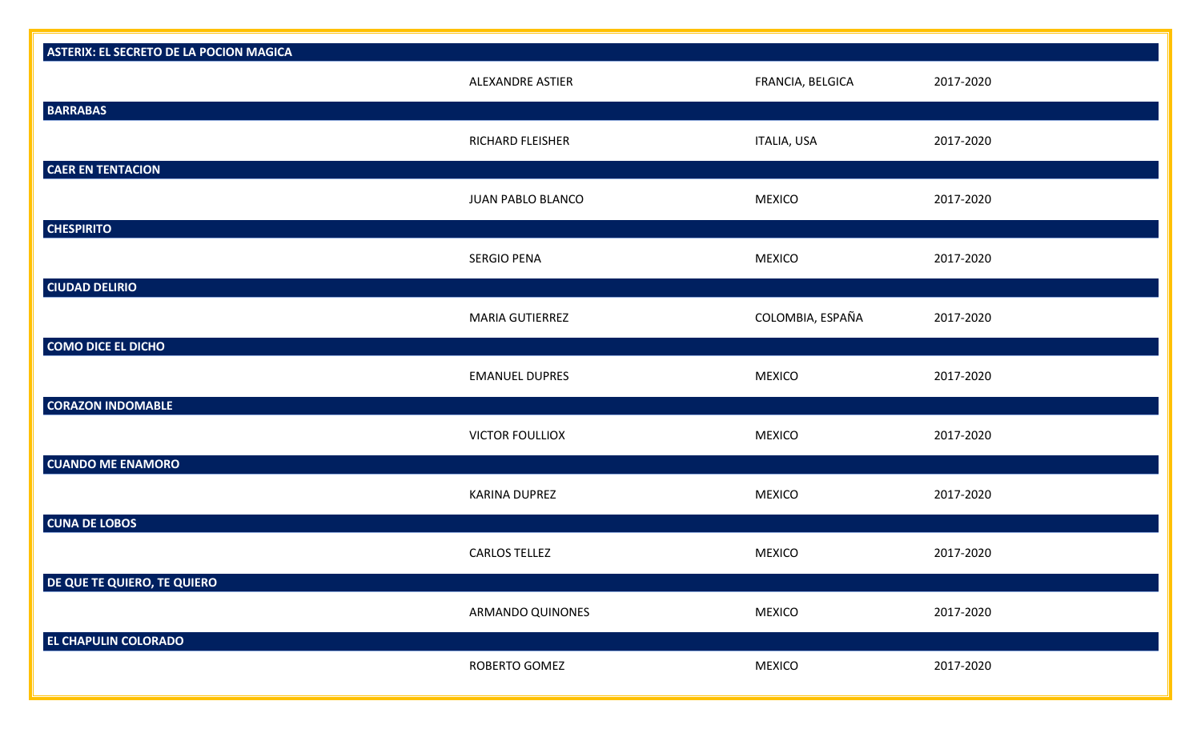| Título | Director | País | Periodo |
|---|---|---|---|
| **ASTERIX: EL SECRETO DE LA POCION MAGICA** | | | |
| | ALEXANDRE ASTIER | FRANCIA, BELGICA | 2017-2020 |
| **BARRABAS** | | | |
| | RICHARD FLEISHER | ITALIA, USA | 2017-2020 |
| **CAER EN TENTACION** | | | |
| | JUAN PABLO BLANCO | MEXICO | 2017-2020 |
| **CHESPIRITO** | | | |
| | SERGIO PENA | MEXICO | 2017-2020 |
| **CIUDAD DELIRIO** | | | |
| | MARIA GUTIERREZ | COLOMBIA, ESPAÑA | 2017-2020 |
| **COMO DICE EL DICHO** | | | |
| | EMANUEL DUPRES | MEXICO | 2017-2020 |
| **CORAZON INDOMABLE** | | | |
| | VICTOR FOULLIOX | MEXICO | 2017-2020 |
| **CUANDO ME ENAMORO** | | | |
| | KARINA DUPREZ | MEXICO | 2017-2020 |
| **CUNA DE LOBOS** | | | |
| | CARLOS TELLEZ | MEXICO | 2017-2020 |
| **DE QUE TE QUIERO, TE QUIERO** | | | |
| | ARMANDO QUINONES | MEXICO | 2017-2020 |
| **EL CHAPULIN COLORADO** | | | |
| | ROBERTO GOMEZ | MEXICO | 2017-2020 |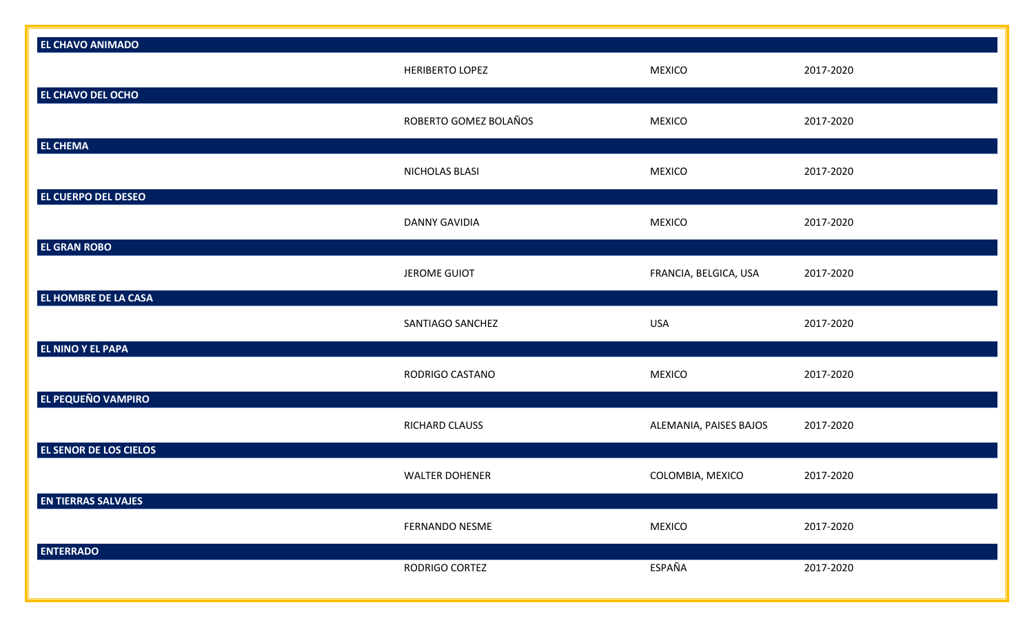| | | | |
|---|---|---|---|
| **EL CHAVO ANIMADO** | | | |
| | HERIBERTO LOPEZ | MEXICO | 2017-2020 |
| **EL CHAVO DEL OCHO** | | | |
| | ROBERTO GOMEZ BOLAÑOS | MEXICO | 2017-2020 |
| **EL CHEMA** | | | |
| | NICHOLAS BLASI | MEXICO | 2017-2020 |
| **EL CUERPO DEL DESEO** | | | |
| | DANNY GAVIDIA | MEXICO | 2017-2020 |
| **EL GRAN ROBO** | | | |
| | JEROME GUIOT | FRANCIA, BELGICA, USA | 2017-2020 |
| **EL HOMBRE DE LA CASA** | | | |
| | SANTIAGO SANCHEZ | USA | 2017-2020 |
| **EL NINO Y EL PAPA** | | | |
| | RODRIGO CASTANO | MEXICO | 2017-2020 |
| **EL PEQUEÑO VAMPIRO** | | | |
| | RICHARD CLAUSS | ALEMANIA, PAISES BAJOS | 2017-2020 |
| **EL SENOR DE LOS CIELOS** | | | |
| | WALTER DOHENER | COLOMBIA, MEXICO | 2017-2020 |
| **EN TIERRAS SALVAJES** | | | |
| | FERNANDO NESME | MEXICO | 2017-2020 |
| **ENTERRADO** | | | |
| | RODRIGO CORTEZ | ESPAÑA | 2017-2020 |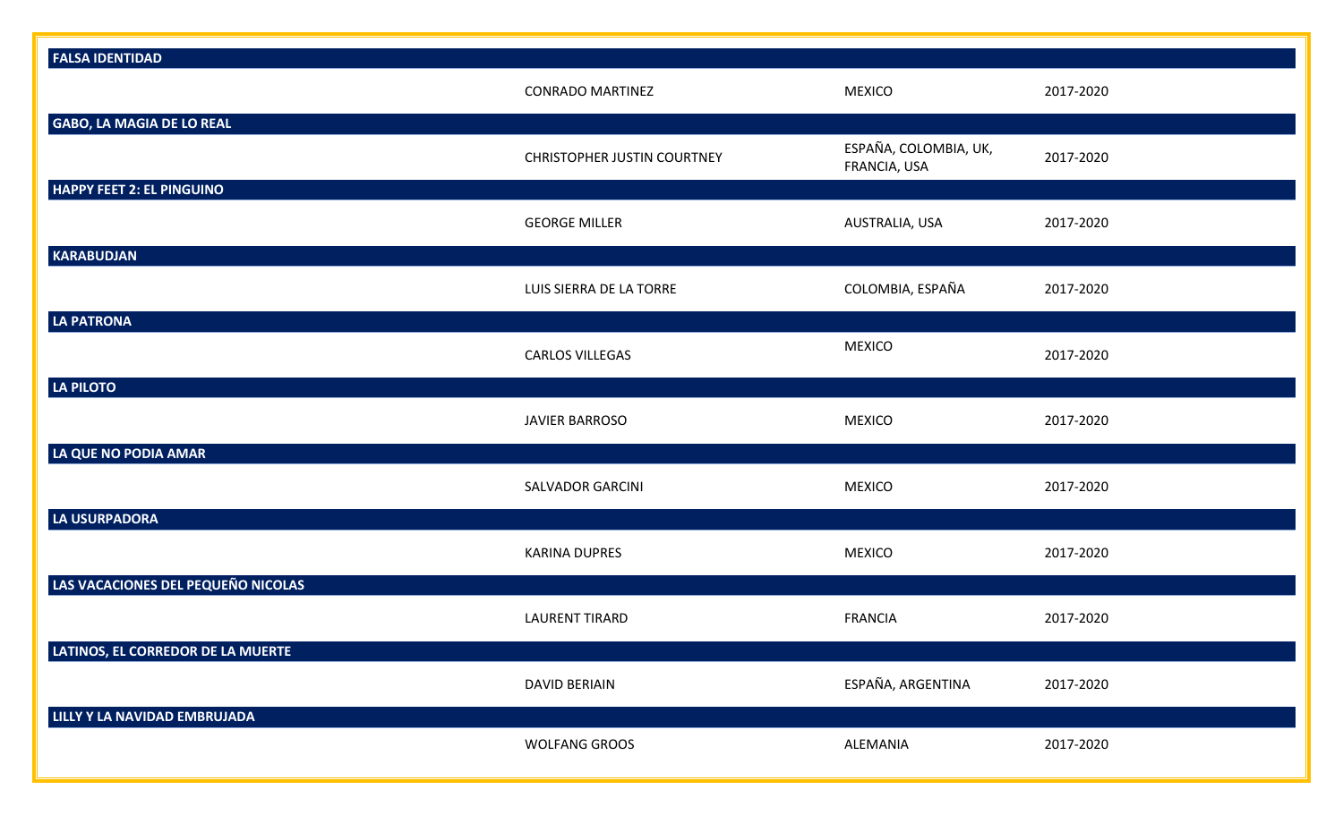| Título | Director | País | Periodo |
|---|---|---|---|
| **FALSA IDENTIDAD** | | | |
| | CONRADO MARTINEZ | MEXICO | 2017-2020 |
| **GABO, LA MAGIA DE LO REAL** | | | |
| | CHRISTOPHER JUSTIN COURTNEY | ESPAÑA, COLOMBIA, UK, FRANCIA, USA | 2017-2020 |
| **HAPPY FEET 2: EL PINGUINO** | | | |
| | GEORGE MILLER | AUSTRALIA, USA | 2017-2020 |
| **KARABUDJAN** | | | |
| | LUIS SIERRA DE LA TORRE | COLOMBIA, ESPAÑA | 2017-2020 |
| **LA PATRONA** | | | |
| | CARLOS VILLEGAS | MEXICO | 2017-2020 |
| **LA PILOTO** | | | |
| | JAVIER BARROSO | MEXICO | 2017-2020 |
| **LA QUE NO PODIA AMAR** | | | |
| | SALVADOR GARCINI | MEXICO | 2017-2020 |
| **LA USURPADORA** | | | |
| | KARINA DUPRES | MEXICO | 2017-2020 |
| **LAS VACACIONES DEL PEQUEÑO NICOLAS** | | | |
| | LAURENT TIRARD | FRANCIA | 2017-2020 |
| **LATINOS, EL CORREDOR DE LA MUERTE** | | | |
| | DAVID BERIAIN | ESPAÑA, ARGENTINA | 2017-2020 |
| **LILLY Y LA NAVIDAD EMBRUJADA** | | | |
| | WOLFANG GROOS | ALEMANIA | 2017-2020 |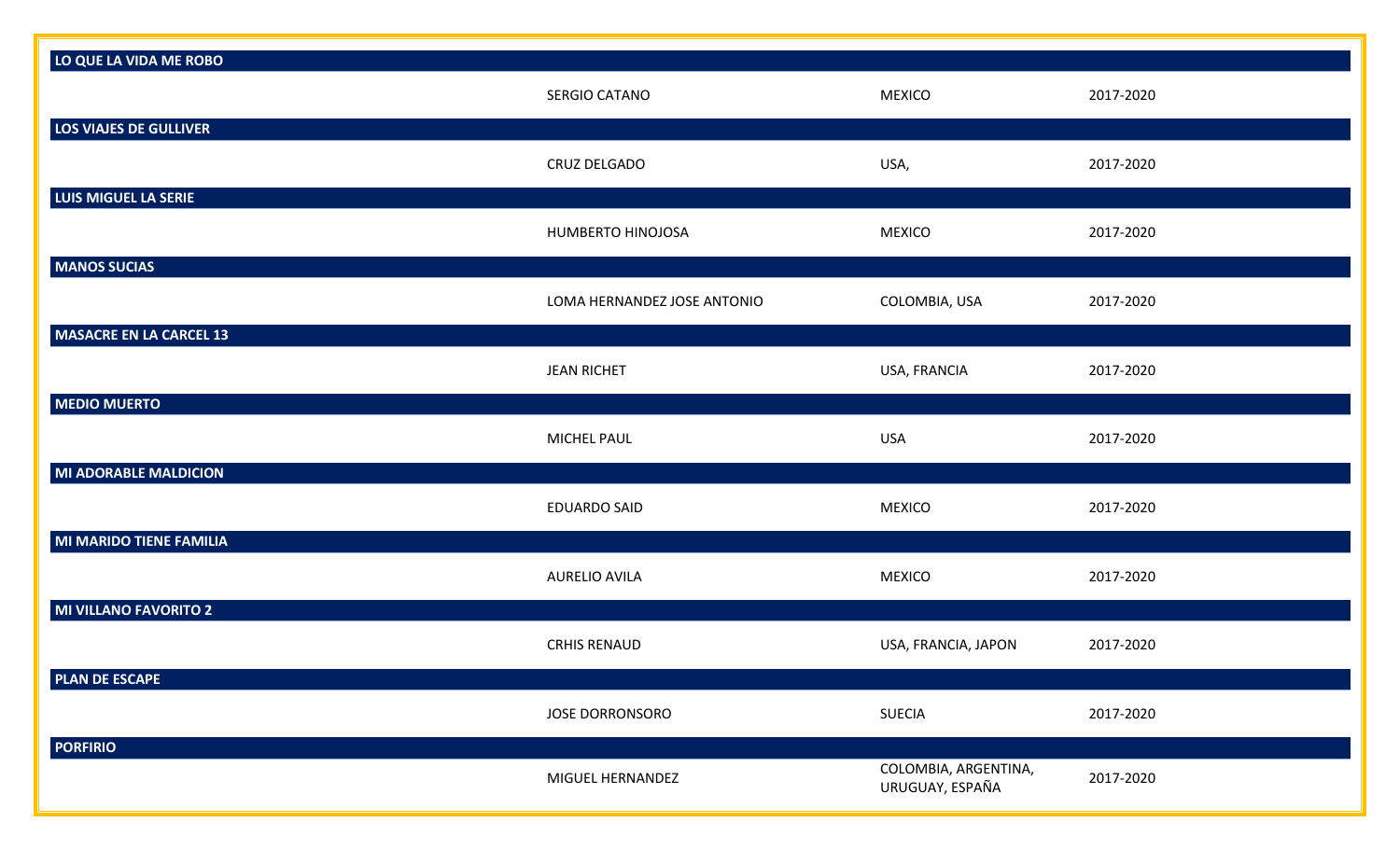| LO QUE LA VIDA ME ROBO | | | |
|---|---|---|---|
| | SERGIO CATANO | MEXICO | 2017-2020 |
| **LOS VIAJES DE GULLIVER** | | | |
| | CRUZ DELGADO | USA, | 2017-2020 |
| **LUIS MIGUEL LA SERIE** | | | |
| | HUMBERTO HINOJOSA | MEXICO | 2017-2020 |
| **MANOS SUCIAS** | | | |
| | LOMA HERNANDEZ JOSE ANTONIO | COLOMBIA, USA | 2017-2020 |
| **MASACRE EN LA CARCEL 13** | | | |
| | JEAN RICHET | USA, FRANCIA | 2017-2020 |
| **MEDIO MUERTO** | | | |
| | MICHEL PAUL | USA | 2017-2020 |
| **MI ADORABLE MALDICION** | | | |
| | EDUARDO SAID | MEXICO | 2017-2020 |
| **MI MARIDO TIENE FAMILIA** | | | |
| | AURELIO AVILA | MEXICO | 2017-2020 |
| **MI VILLANO FAVORITO 2** | | | |
| | CRHIS RENAUD | USA, FRANCIA, JAPON | 2017-2020 |
| **PLAN DE ESCAPE** | | | |
| | JOSE DORRONSORO | SUECIA | 2017-2020 |
| **PORFIRIO** | | | |
| | MIGUEL HERNANDEZ | COLOMBIA, ARGENTINA, URUGUAY, ESPAÑA | 2017-2020 |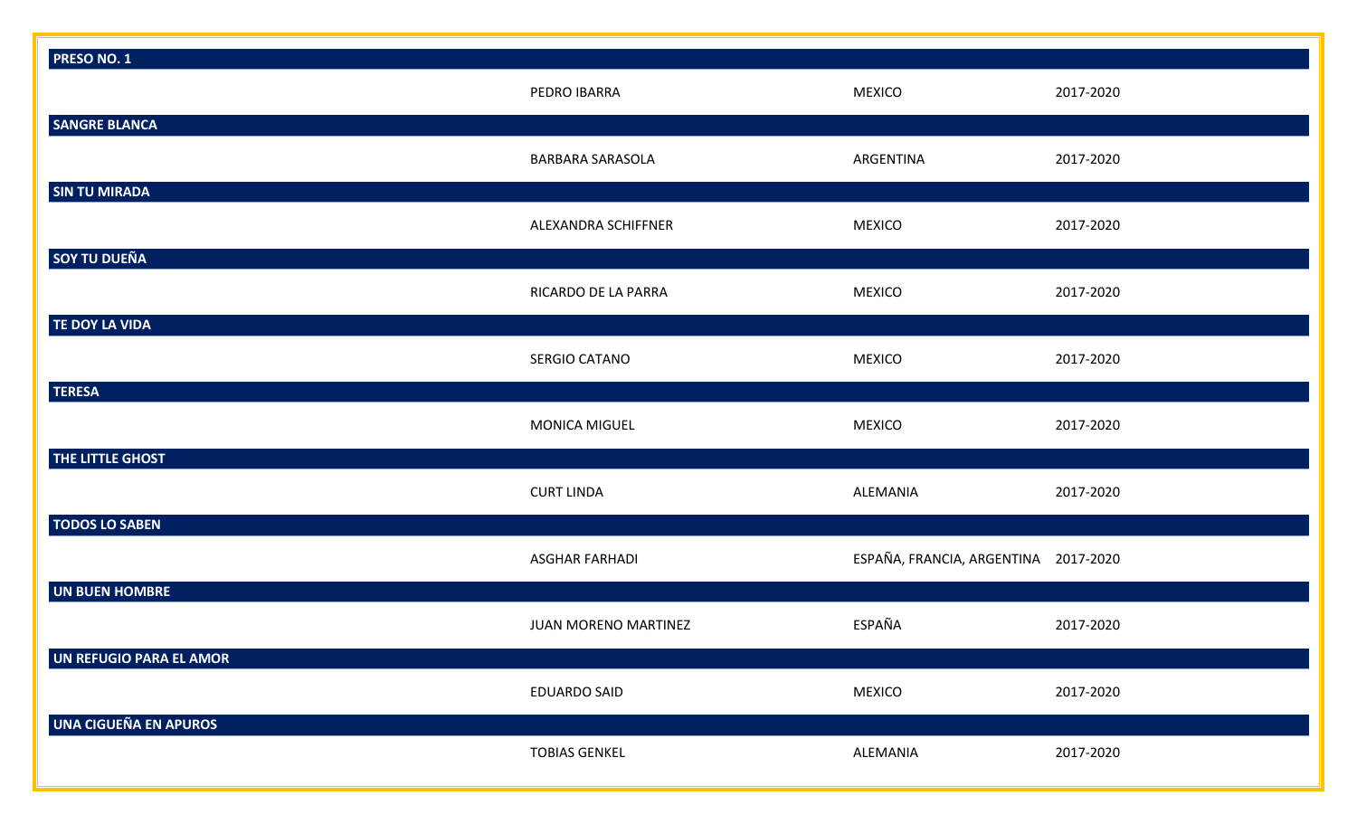| PRESO NO. 1 | | | |
|---|---|---|---|
| | PEDRO IBARRA | MEXICO | 2017-2020 |
| **SANGRE BLANCA** | | | |
| | BARBARA SARASOLA | ARGENTINA | 2017-2020 |
| **SIN TU MIRADA** | | | |
| | ALEXANDRA SCHIFFNER | MEXICO | 2017-2020 |
| **SOY TU DUEÑA** | | | |
| | RICARDO DE LA PARRA | MEXICO | 2017-2020 |
| **TE DOY LA VIDA** | | | |
| | SERGIO CATANO | MEXICO | 2017-2020 |
| **TERESA** | | | |
| | MONICA MIGUEL | MEXICO | 2017-2020 |
| **THE LITTLE GHOST** | | | |
| | CURT LINDA | ALEMANIA | 2017-2020 |
| **TODOS LO SABEN** | | | |
| | ASGHAR FARHADI | ESPAÑA, FRANCIA, ARGENTINA | 2017-2020 |
| **UN BUEN HOMBRE** | | | |
| | JUAN MORENO MARTINEZ | ESPAÑA | 2017-2020 |
| **UN REFUGIO PARA EL AMOR** | | | |
| | EDUARDO SAID | MEXICO | 2017-2020 |
| **UNA CIGUEÑA EN APUROS** | | | |
| | TOBIAS GENKEL | ALEMANIA | 2017-2020 |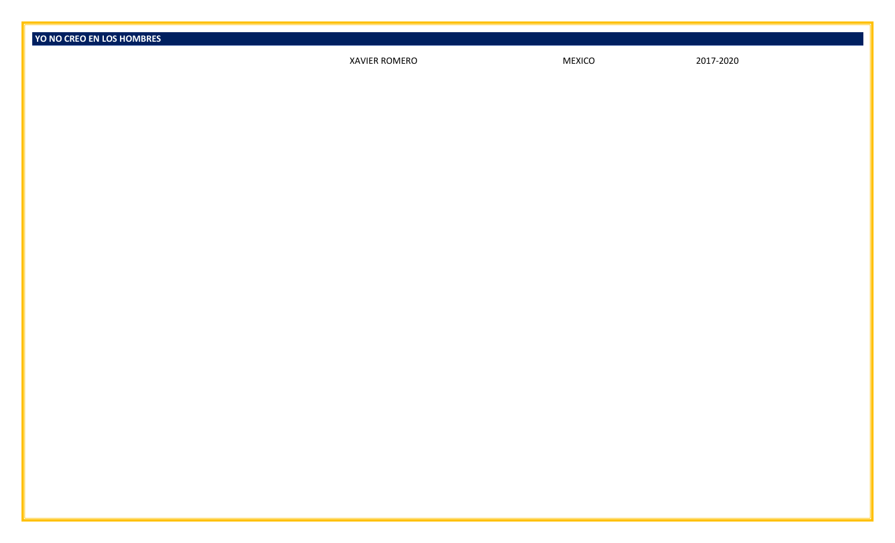**YO NO CREO EN LOS HOMBRES**

| | | |
|---|---|---|
| XAVIER ROMERO | MEXICO | 2017-2020 |